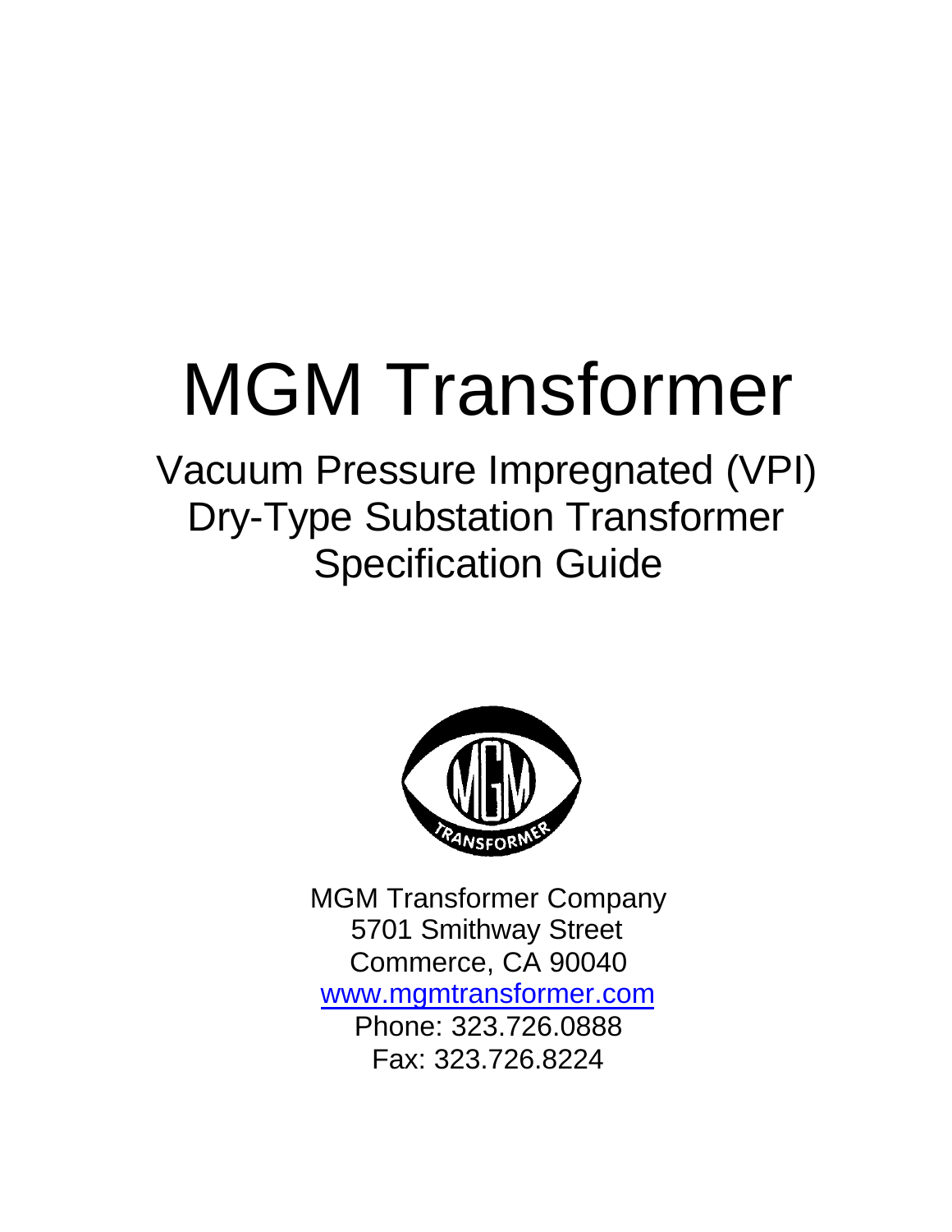# MGM Transformer

## Vacuum Pressure Impregnated (VPI) Dry-Type Substation Transformer Specification Guide

MGM Transformer Company
5701 Smithway Street
Commerce, CA 90040
www.mgmtransformer.com
Phone: 323.726.0888
Fax: 323.726.8224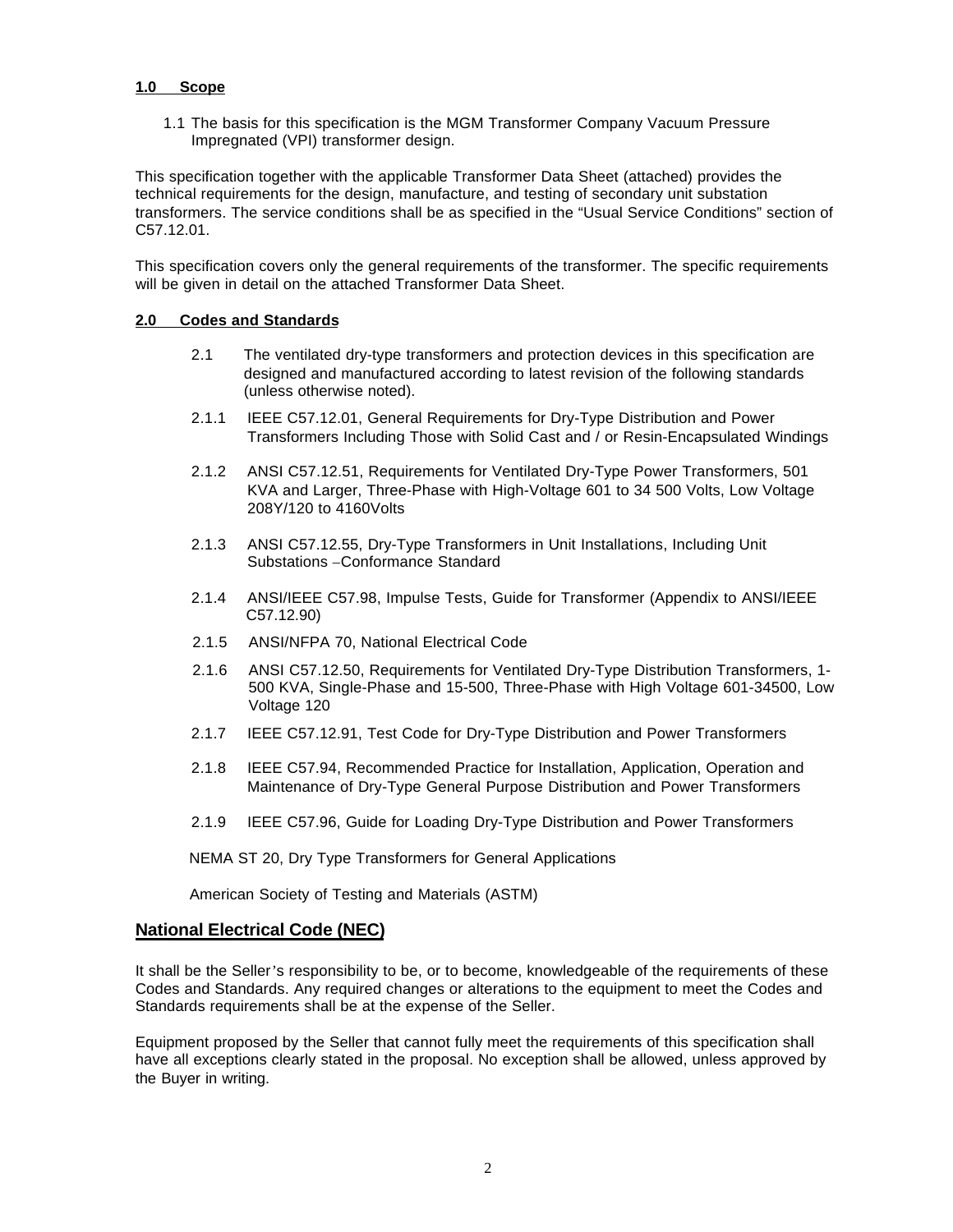## 1.0 Scope

1.1 The basis for this specification is the MGM Transformer Company Vacuum Pressure Impregnated (VPI) transformer design.

This specification together with the applicable Transformer Data Sheet (attached) provides the technical requirements for the design, manufacture, and testing of secondary unit substation transformers. The service conditions shall be as specified in the "Usual Service Conditions" section of C57.12.01.

This specification covers only the general requirements of the transformer. The specific requirements will be given in detail on the attached Transformer Data Sheet.

## 2.0 Codes and Standards

2.1 The ventilated dry-type transformers and protection devices in this specification are designed and manufactured according to latest revision of the following standards (unless otherwise noted).

2.1.1 IEEE C57.12.01, General Requirements for Dry-Type Distribution and Power Transformers Including Those with Solid Cast and / or Resin-Encapsulated Windings

2.1.2 ANSI C57.12.51, Requirements for Ventilated Dry-Type Power Transformers, 501 KVA and Larger, Three-Phase with High-Voltage 601 to 34 500 Volts, Low Voltage 208Y/120 to 4160Volts

2.1.3 ANSI C57.12.55, Dry-Type Transformers in Unit Installations, Including Unit Substations –Conformance Standard

2.1.4 ANSI/IEEE C57.98, Impulse Tests, Guide for Transformer (Appendix to ANSI/IEEE C57.12.90)

2.1.5 ANSI/NFPA 70, National Electrical Code

2.1.6 ANSI C57.12.50, Requirements for Ventilated Dry-Type Distribution Transformers, 1-500 KVA, Single-Phase and 15-500, Three-Phase with High Voltage 601-34500, Low Voltage 120

2.1.7 IEEE C57.12.91, Test Code for Dry-Type Distribution and Power Transformers

2.1.8 IEEE C57.94, Recommended Practice for Installation, Application, Operation and Maintenance of Dry-Type General Purpose Distribution and Power Transformers

2.1.9 IEEE C57.96, Guide for Loading Dry-Type Distribution and Power Transformers

NEMA ST 20, Dry Type Transformers for General Applications

American Society of Testing and Materials (ASTM)

## National Electrical Code (NEC)

It shall be the Seller's responsibility to be, or to become, knowledgeable of the requirements of these Codes and Standards. Any required changes or alterations to the equipment to meet the Codes and Standards requirements shall be at the expense of the Seller.

Equipment proposed by the Seller that cannot fully meet the requirements of this specification shall have all exceptions clearly stated in the proposal. No exception shall be allowed, unless approved by the Buyer in writing.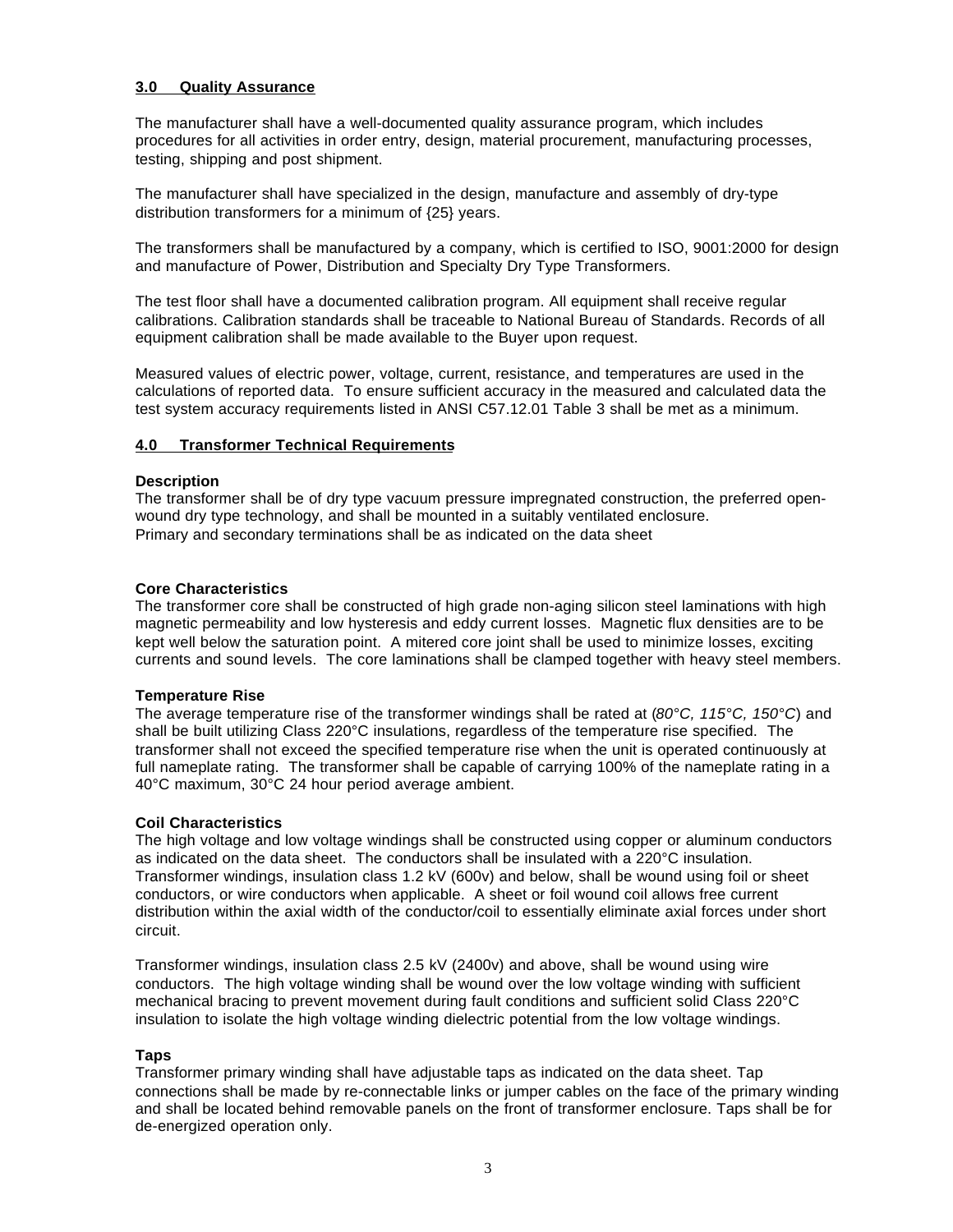## 3.0 Quality Assurance

The manufacturer shall have a well-documented quality assurance program, which includes procedures for all activities in order entry, design, material procurement, manufacturing processes, testing, shipping and post shipment.

The manufacturer shall have specialized in the design, manufacture and assembly of dry-type distribution transformers for a minimum of {25} years.

The transformers shall be manufactured by a company, which is certified to ISO, 9001:2000 for design and manufacture of Power, Distribution and Specialty Dry Type Transformers.

The test floor shall have a documented calibration program. All equipment shall receive regular calibrations. Calibration standards shall be traceable to National Bureau of Standards. Records of all equipment calibration shall be made available to the Buyer upon request.

Measured values of electric power, voltage, current, resistance, and temperatures are used in the calculations of reported data. To ensure sufficient accuracy in the measured and calculated data the test system accuracy requirements listed in ANSI C57.12.01 Table 3 shall be met as a minimum.

## 4.0 Transformer Technical Requirements

**Description**

The transformer shall be of dry type vacuum pressure impregnated construction, the preferred open-wound dry type technology, and shall be mounted in a suitably ventilated enclosure.
Primary and secondary terminations shall be as indicated on the data sheet

**Core Characteristics**

The transformer core shall be constructed of high grade non-aging silicon steel laminations with high magnetic permeability and low hysteresis and eddy current losses. Magnetic flux densities are to be kept well below the saturation point. A mitered core joint shall be used to minimize losses, exciting currents and sound levels. The core laminations shall be clamped together with heavy steel members.

**Temperature Rise**

The average temperature rise of the transformer windings shall be rated at (*80°C, 115°C, 150°C*) and shall be built utilizing Class 220°C insulations, regardless of the temperature rise specified. The transformer shall not exceed the specified temperature rise when the unit is operated continuously at full nameplate rating. The transformer shall be capable of carrying 100% of the nameplate rating in a 40°C maximum, 30°C 24 hour period average ambient.

**Coil Characteristics**

The high voltage and low voltage windings shall be constructed using copper or aluminum conductors as indicated on the data sheet. The conductors shall be insulated with a 220°C insulation. Transformer windings, insulation class 1.2 kV (600v) and below, shall be wound using foil or sheet conductors, or wire conductors when applicable. A sheet or foil wound coil allows free current distribution within the axial width of the conductor/coil to essentially eliminate axial forces under short circuit.

Transformer windings, insulation class 2.5 kV (2400v) and above, shall be wound using wire conductors. The high voltage winding shall be wound over the low voltage winding with sufficient mechanical bracing to prevent movement during fault conditions and sufficient solid Class 220°C insulation to isolate the high voltage winding dielectric potential from the low voltage windings.

**Taps**

Transformer primary winding shall have adjustable taps as indicated on the data sheet. Tap connections shall be made by re-connectable links or jumper cables on the face of the primary winding and shall be located behind removable panels on the front of transformer enclosure. Taps shall be for de-energized operation only.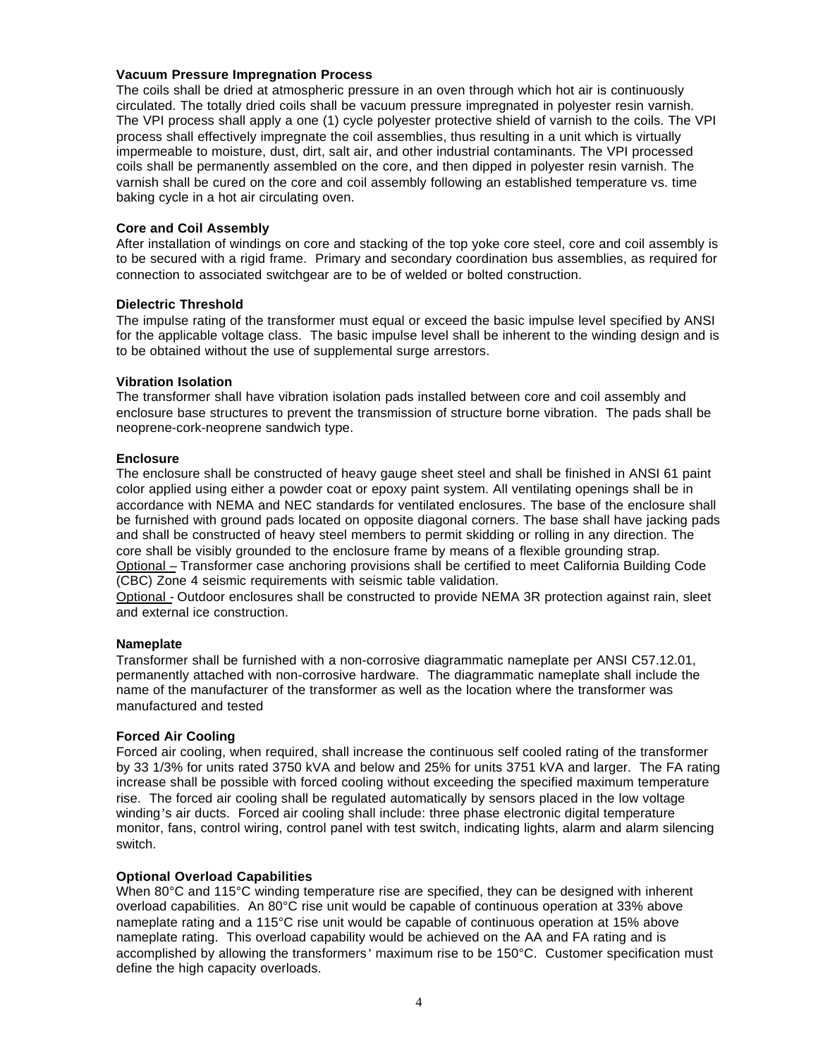**Vacuum Pressure Impregnation Process**

The coils shall be dried at atmospheric pressure in an oven through which hot air is continuously circulated. The totally dried coils shall be vacuum pressure impregnated in polyester resin varnish. The VPI process shall apply a one (1) cycle polyester protective shield of varnish to the coils. The VPI process shall effectively impregnate the coil assemblies, thus resulting in a unit which is virtually impermeable to moisture, dust, dirt, salt air, and other industrial contaminants. The VPI processed coils shall be permanently assembled on the core, and then dipped in polyester resin varnish. The varnish shall be cured on the core and coil assembly following an established temperature vs. time baking cycle in a hot air circulating oven.

**Core and Coil Assembly**

After installation of windings on core and stacking of the top yoke core steel, core and coil assembly is to be secured with a rigid frame. Primary and secondary coordination bus assemblies, as required for connection to associated switchgear are to be of welded or bolted construction.

**Dielectric Threshold**

The impulse rating of the transformer must equal or exceed the basic impulse level specified by ANSI for the applicable voltage class. The basic impulse level shall be inherent to the winding design and is to be obtained without the use of supplemental surge arrestors.

**Vibration Isolation**

The transformer shall have vibration isolation pads installed between core and coil assembly and enclosure base structures to prevent the transmission of structure borne vibration. The pads shall be neoprene-cork-neoprene sandwich type.

**Enclosure**

The enclosure shall be constructed of heavy gauge sheet steel and shall be finished in ANSI 61 paint color applied using either a powder coat or epoxy paint system. All ventilating openings shall be in accordance with NEMA and NEC standards for ventilated enclosures. The base of the enclosure shall be furnished with ground pads located on opposite diagonal corners. The base shall have jacking pads and shall be constructed of heavy steel members to permit skidding or rolling in any direction. The core shall be visibly grounded to the enclosure frame by means of a flexible grounding strap.
Optional – Transformer case anchoring provisions shall be certified to meet California Building Code (CBC) Zone 4 seismic requirements with seismic table validation.
Optional - Outdoor enclosures shall be constructed to provide NEMA 3R protection against rain, sleet and external ice construction.

**Nameplate**

Transformer shall be furnished with a non-corrosive diagrammatic nameplate per ANSI C57.12.01, permanently attached with non-corrosive hardware. The diagrammatic nameplate shall include the name of the manufacturer of the transformer as well as the location where the transformer was manufactured and tested

**Forced Air Cooling**

Forced air cooling, when required, shall increase the continuous self cooled rating of the transformer by 33 1/3% for units rated 3750 kVA and below and 25% for units 3751 kVA and larger. The FA rating increase shall be possible with forced cooling without exceeding the specified maximum temperature rise. The forced air cooling shall be regulated automatically by sensors placed in the low voltage winding's air ducts. Forced air cooling shall include: three phase electronic digital temperature monitor, fans, control wiring, control panel with test switch, indicating lights, alarm and alarm silencing switch.

**Optional Overload Capabilities**

When 80°C and 115°C winding temperature rise are specified, they can be designed with inherent overload capabilities. An 80°C rise unit would be capable of continuous operation at 33% above nameplate rating and a 115°C rise unit would be capable of continuous operation at 15% above nameplate rating. This overload capability would be achieved on the AA and FA rating and is accomplished by allowing the transformers' maximum rise to be 150°C. Customer specification must define the high capacity overloads.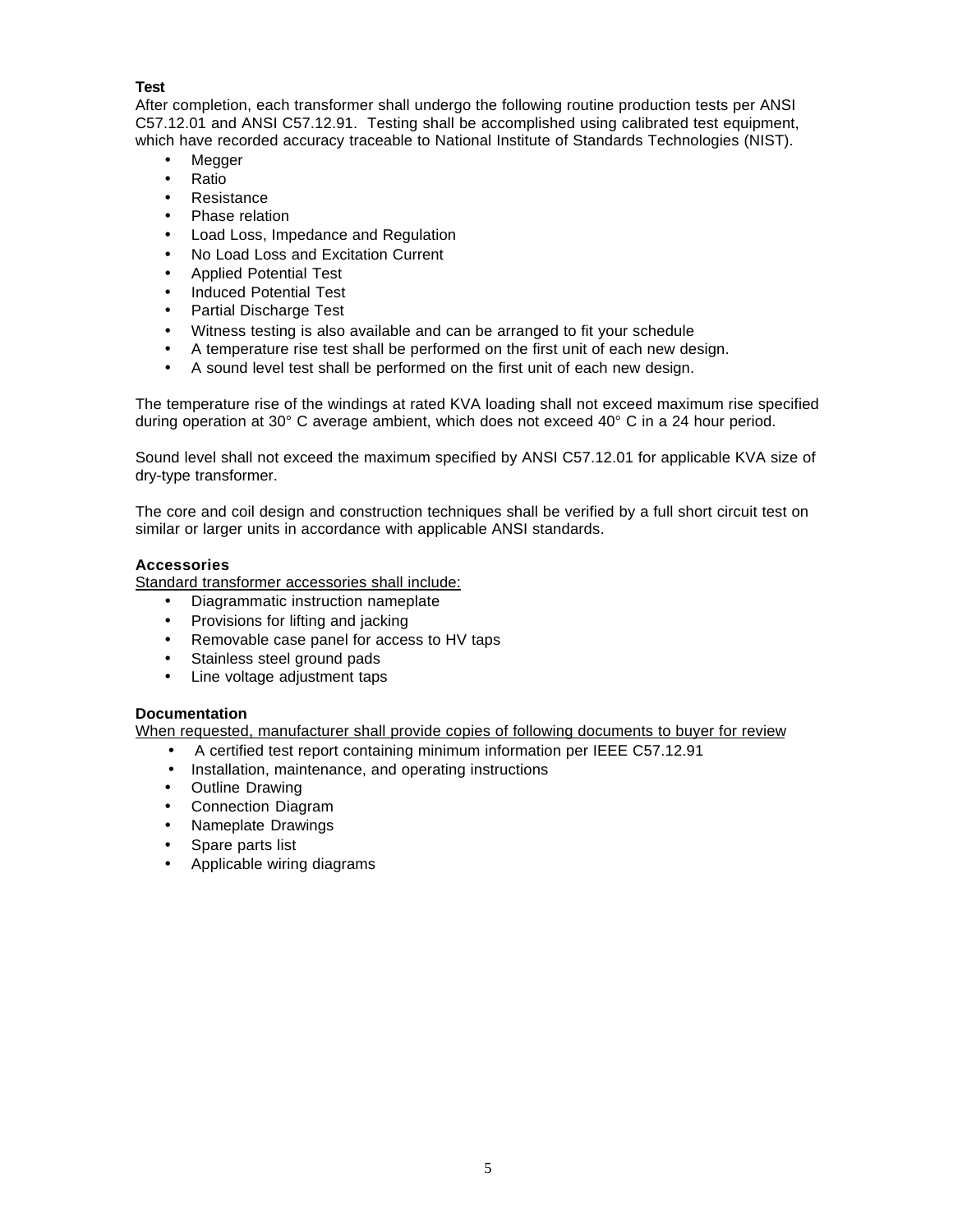**Test**

After completion, each transformer shall undergo the following routine production tests per ANSI C57.12.01 and ANSI C57.12.91. Testing shall be accomplished using calibrated test equipment, which have recorded accuracy traceable to National Institute of Standards Technologies (NIST).

- Megger
- Ratio
- Resistance
- Phase relation
- Load Loss, Impedance and Regulation
- No Load Loss and Excitation Current
- Applied Potential Test
- Induced Potential Test
- Partial Discharge Test
- Witness testing is also available and can be arranged to fit your schedule
- A temperature rise test shall be performed on the first unit of each new design.
- A sound level test shall be performed on the first unit of each new design.

The temperature rise of the windings at rated KVA loading shall not exceed maximum rise specified during operation at 30° C average ambient, which does not exceed 40° C in a 24 hour period.

Sound level shall not exceed the maximum specified by ANSI C57.12.01 for applicable KVA size of dry-type transformer.

The core and coil design and construction techniques shall be verified by a full short circuit test on similar or larger units in accordance with applicable ANSI standards.

**Accessories**

<u>Standard transformer accessories shall include:</u>

- Diagrammatic instruction nameplate
- Provisions for lifting and jacking
- Removable case panel for access to HV taps
- Stainless steel ground pads
- Line voltage adjustment taps

**Documentation**

<u>When requested, manufacturer shall provide copies of following documents to buyer for review</u>

- A certified test report containing minimum information per IEEE C57.12.91
- Installation, maintenance, and operating instructions
- Outline Drawing
- Connection Diagram
- Nameplate Drawings
- Spare parts list
- Applicable wiring diagrams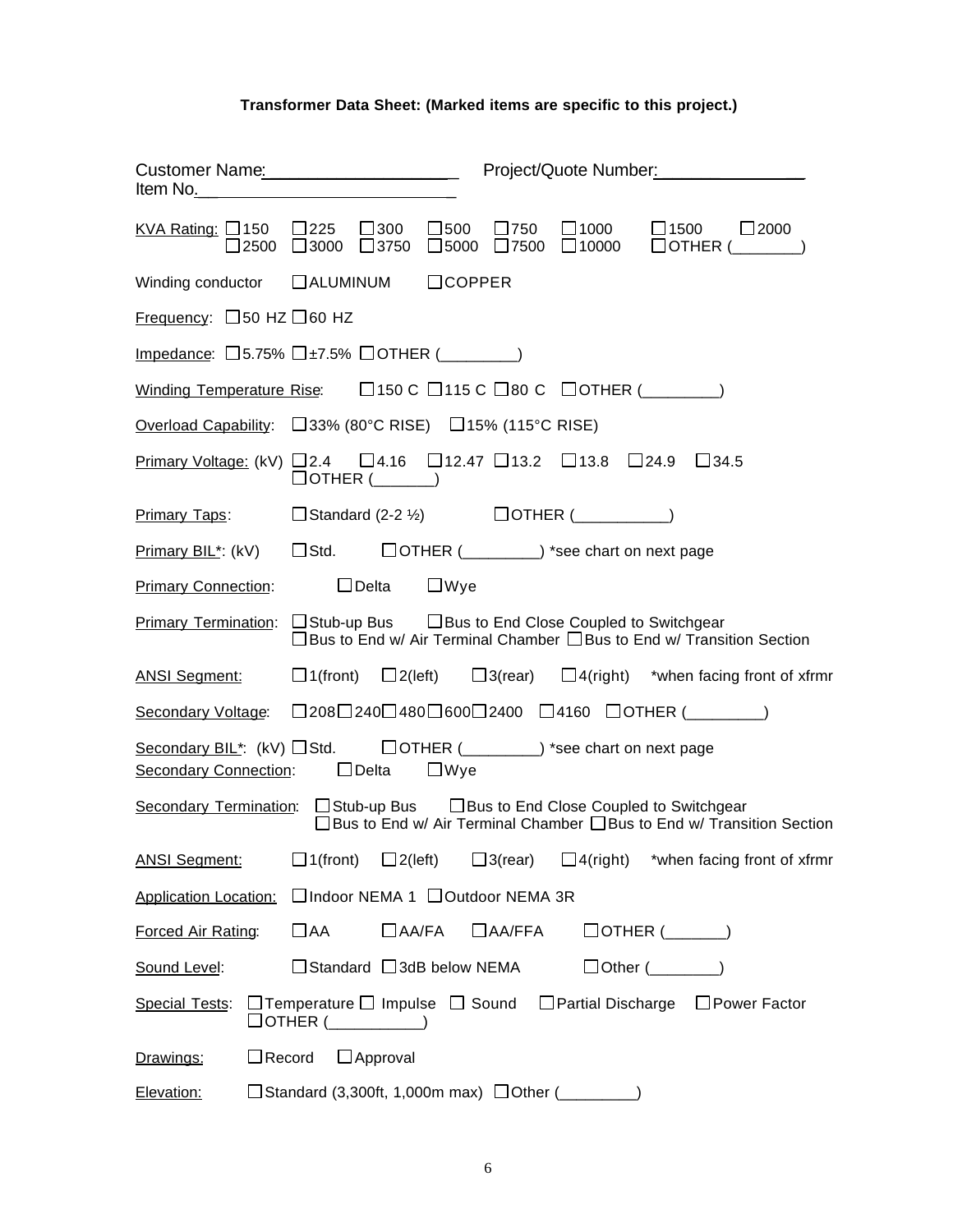**Transformer Data Sheet: (Marked items are specific to this project.)**

Customer Name:____________________ Project/Quote Number:________________
Item No.____________________________

KVA Rating: ☐150 ☐225 ☐300 ☐500 ☐750 ☐1000 ☐1500 ☐2000
☐2500 ☐3000 ☐3750 ☐5000 ☐7500 ☐10000 ☐OTHER (________)

Winding conductor ☐ALUMINUM ☐COPPER

Frequency: ☐50 HZ ☐60 HZ

Impedance: ☐5.75% ☐±7.5% ☐OTHER (_________)

Winding Temperature Rise: ☐150 C ☐115 C ☐80 C ☐OTHER (_________)

Overload Capability: ☐33% (80°C RISE) ☐15% (115°C RISE)

Primary Voltage: (kV) ☐2.4 ☐4.16 ☐12.47 ☐13.2 ☐13.8 ☐24.9 ☐34.5
☐OTHER (_______)

Primary Taps: ☐Standard (2-2 ½) ☐OTHER (___________)

Primary BIL*: (kV) ☐Std. ☐OTHER (_________) *see chart on next page

Primary Connection: ☐Delta ☐Wye

Primary Termination: ☐Stub-up Bus ☐Bus to End Close Coupled to Switchgear
☐Bus to End w/ Air Terminal Chamber ☐Bus to End w/ Transition Section

ANSI Segment: ☐1(front) ☐2(left) ☐3(rear) ☐4(right) *when facing front of xfrmr

Secondary Voltage: ☐208 ☐240 ☐480 ☐600 ☐2400 ☐4160 ☐OTHER (_________)

Secondary BIL*: (kV) ☐Std. ☐OTHER (_________) *see chart on next page
Secondary Connection: ☐Delta ☐Wye

Secondary Termination: ☐Stub-up Bus ☐Bus to End Close Coupled to Switchgear
☐Bus to End w/ Air Terminal Chamber ☐Bus to End w/ Transition Section

ANSI Segment: ☐1(front) ☐2(left) ☐3(rear) ☐4(right) *when facing front of xfrmr

Application Location: ☐Indoor NEMA 1 ☐Outdoor NEMA 3R

Forced Air Rating: ☐AA ☐AA/FA ☐AA/FFA ☐OTHER (_______)

Sound Level: ☐Standard ☐3dB below NEMA ☐Other (________)

Special Tests: ☐Temperature ☐ Impulse ☐ Sound ☐Partial Discharge ☐Power Factor
☐OTHER (___________)

Drawings: ☐Record ☐Approval

Elevation: ☐Standard (3,300ft, 1,000m max) ☐Other (_________)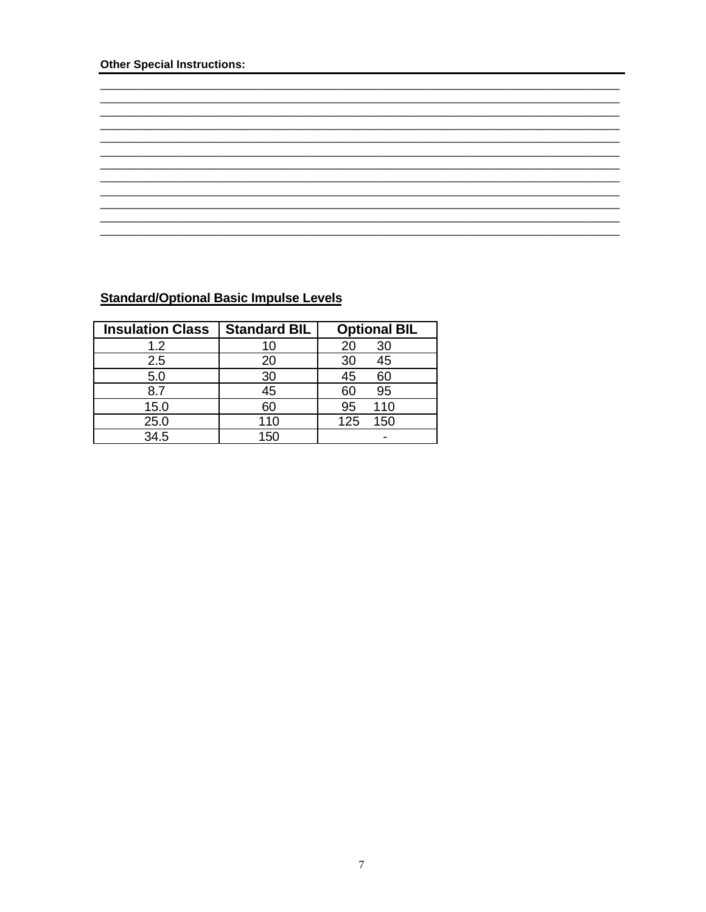**Other Special Instructions:**

________________________________________________________________________________
________________________________________________________________________________
________________________________________________________________________________
________________________________________________________________________________
________________________________________________________________________________
________________________________________________________________________________
________________________________________________________________________________
________________________________________________________________________________
________________________________________________________________________________
________________________________________________________________________________
________________________________________________________________________________
________________________________________________________________________________

**Standard/Optional Basic Impulse Levels**

| Insulation Class | Standard BIL | Optional BIL |
|---|---|---|
| 1.2 | 10 | 20 30 |
| 2.5 | 20 | 30 45 |
| 5.0 | 30 | 45 60 |
| 8.7 | 45 | 60 95 |
| 15.0 | 60 | 95 110 |
| 25.0 | 110 | 125 150 |
| 34.5 | 150 | - |